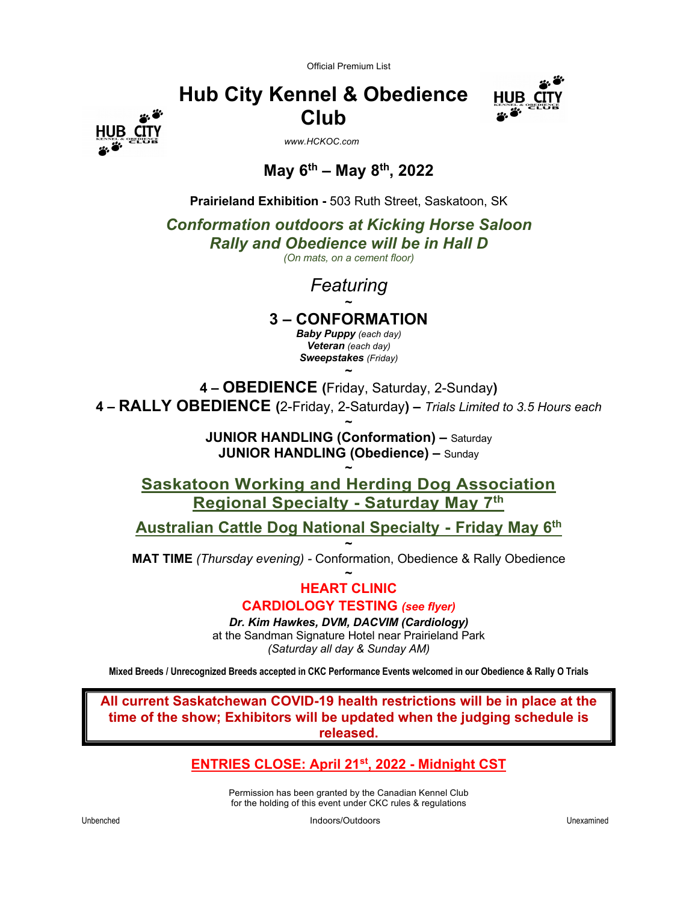Official Premium List

# Hub City Kennel & Obedience Club

www.HCKOC.com

## May 6th – May 8th, 2022

**Prairieland Exhibition -** 503 Ruth Street, Saskatoon, SK

***Conformation outdoors at Kicking Horse Saloon***
***Rally and Obedience will be in Hall D***
*(On mats, on a cement floor)*

*Featuring*

~

**3 – CONFORMATION**
***Baby Puppy*** *(each day)*
***Veteran*** *(each day)*
***Sweepstakes*** *(Friday)*

~

**4 – OBEDIENCE (**Friday, Saturday, 2-Sunday**)**
**4 – RALLY OBEDIENCE (**2-Friday, 2-Saturday**) –** *Trials Limited to 3.5 Hours each*

~

**JUNIOR HANDLING (Conformation) –** Saturday
**JUNIOR HANDLING (Obedience) –** Sunday

~

**Saskatoon Working and Herding Dog Association Regional Specialty - Saturday May 7th**

**Australian Cattle Dog National Specialty - Friday May 6th**

~

**MAT TIME** *(Thursday evening)* - Conformation, Obedience & Rally Obedience

~

**HEART CLINIC**
**CARDIOLOGY TESTING** ***(see flyer)***
***Dr. Kim Hawkes, DVM, DACVIM (Cardiology)***
at the Sandman Signature Hotel near Prairieland Park
*(Saturday all day & Sunday AM)*

**Mixed Breeds / Unrecognized Breeds accepted in CKC Performance Events welcomed in our Obedience & Rally O Trials**

**All current Saskatchewan COVID-19 health restrictions will be in place at the time of the show; Exhibitors will be updated when the judging schedule is released.**

**ENTRIES CLOSE: April 21st, 2022 - Midnight CST**

Permission has been granted by the Canadian Kennel Club for the holding of this event under CKC rules & regulations

Unbenched | Indoors/Outdoors | Unexamined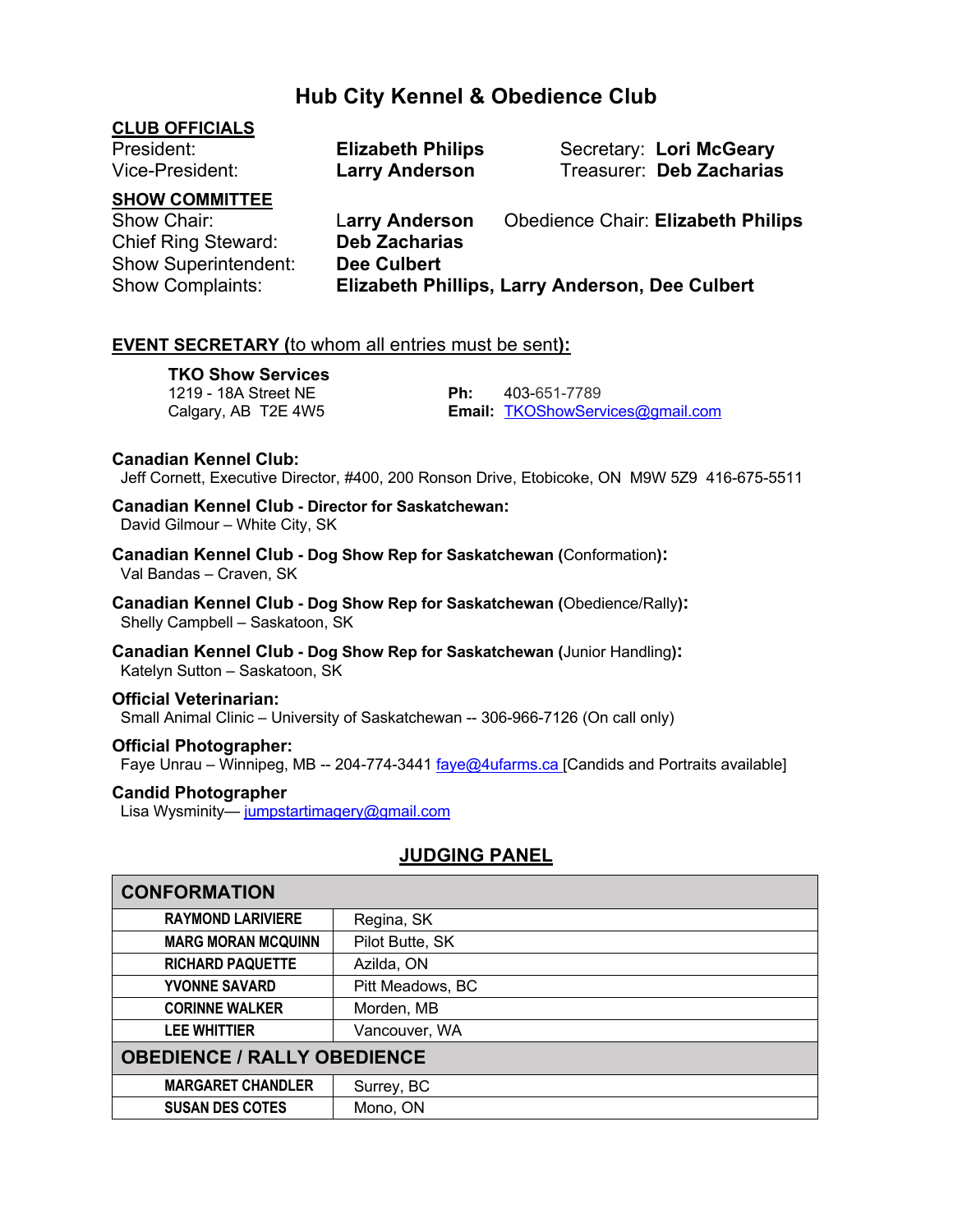# Hub City Kennel & Obedience Club

**CLUB OFFICIALS**

President: **Elizabeth Philips**
Vice-President: **Larry Anderson**
Secretary: **Lori McGeary**
Treasurer: **Deb Zacharias**

**SHOW COMMITTEE**

Show Chair: **Larry Anderson**
Obedience Chair: **Elizabeth Philips**
Chief Ring Steward: **Deb Zacharias**
Show Superintendent: **Dee Culbert**
Show Complaints: **Elizabeth Phillips, Larry Anderson, Dee Culbert**

**EVENT SECRETARY (to whom all entries must be sent):**

**TKO Show Services**
1219 - 18A Street NE
Calgary, AB T2E 4W5
**Ph:** 403-651-7789
**Email:** TKOShowServices@gmail.com

**Canadian Kennel Club:**
Jeff Cornett, Executive Director, #400, 200 Ronson Drive, Etobicoke, ON M9W 5Z9 416-675-5511

**Canadian Kennel Club - Director for Saskatchewan:**
David Gilmour – White City, SK

**Canadian Kennel Club - Dog Show Rep for Saskatchewan (Conformation):**
Val Bandas – Craven, SK

**Canadian Kennel Club - Dog Show Rep for Saskatchewan (Obedience/Rally):**
Shelly Campbell – Saskatoon, SK

**Canadian Kennel Club - Dog Show Rep for Saskatchewan (Junior Handling):**
Katelyn Sutton – Saskatoon, SK

**Official Veterinarian:**
Small Animal Clinic – University of Saskatchewan -- 306-966-7126 (On call only)

**Official Photographer:**
Faye Unrau – Winnipeg, MB -- 204-774-3441 faye@4ufarms.ca [Candids and Portraits available]

**Candid Photographer**
Lisa Wysminity— jumpstartimagery@gmail.com

## JUDGING PANEL

| CONFORMATION | |
|---|---|
| RAYMOND LARIVIERE | Regina, SK |
| MARG MORAN MCQUINN | Pilot Butte, SK |
| RICHARD PAQUETTE | Azilda, ON |
| YVONNE SAVARD | Pitt Meadows, BC |
| CORINNE WALKER | Morden, MB |
| LEE WHITTIER | Vancouver, WA |
| **OBEDIENCE / RALLY OBEDIENCE** | |
| MARGARET CHANDLER | Surrey, BC |
| SUSAN DES COTES | Mono, ON |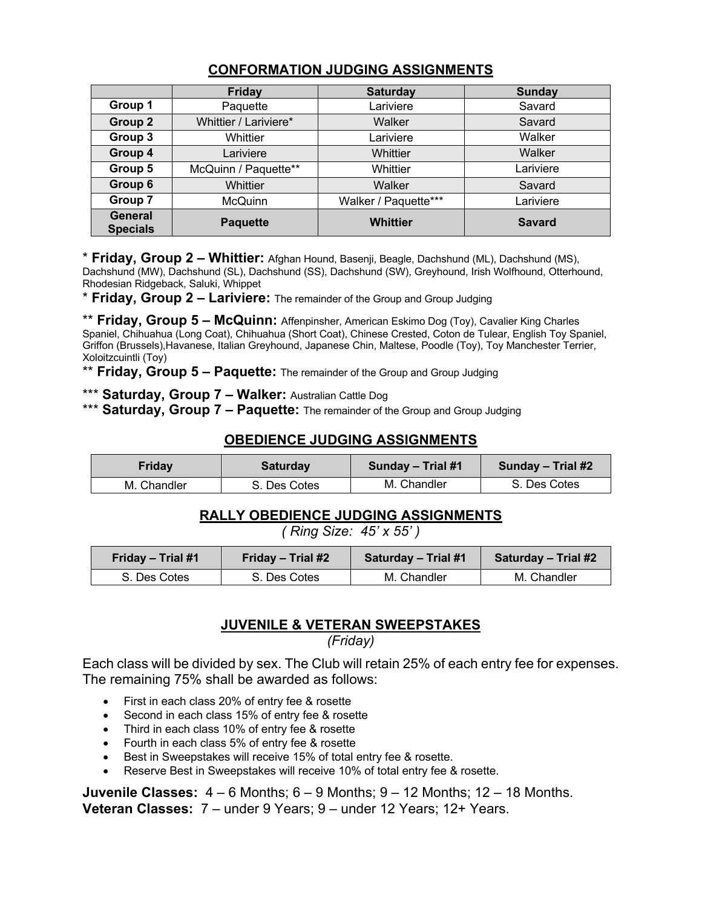## CONFORMATION JUDGING ASSIGNMENTS

| | Friday | Saturday | Sunday |
|---|---|---|---|
| **Group 1** | Paquette | Lariviere | Savard |
| **Group 2** | Whittier / Lariviere* | Walker | Savard |
| **Group 3** | Whittier | Lariviere | Walker |
| **Group 4** | Lariviere | Whittier | Walker |
| **Group 5** | McQuinn / Paquette** | Whittier | Lariviere |
| **Group 6** | Whittier | Walker | Savard |
| **Group 7** | McQuinn | Walker / Paquette*** | Lariviere |
| **General Specials** | **Paquette** | **Whittier** | **Savard** |

* **Friday, Group 2 – Whittier:** Afghan Hound, Basenji, Beagle, Dachshund (ML), Dachshund (MS), Dachshund (MW), Dachshund (SL), Dachshund (SS), Dachshund (SW), Greyhound, Irish Wolfhound, Otterhound, Rhodesian Ridgeback, Saluki, Whippet

* **Friday, Group 2 – Lariviere:** The remainder of the Group and Group Judging

** **Friday, Group 5 – McQuinn:** Affenpinsher, American Eskimo Dog (Toy), Cavalier King Charles Spaniel, Chihuahua (Long Coat), Chihuahua (Short Coat), Chinese Crested, Coton de Tulear, English Toy Spaniel, Griffon (Brussels),Havanese, Italian Greyhound, Japanese Chin, Maltese, Poodle (Toy), Toy Manchester Terrier, Xoloitzcuintli (Toy)

** **Friday, Group 5 – Paquette:** The remainder of the Group and Group Judging

*** **Saturday, Group 7 – Walker:** Australian Cattle Dog

*** **Saturday, Group 7 – Paquette:** The remainder of the Group and Group Judging

## OBEDIENCE JUDGING ASSIGNMENTS

| Friday | Saturday | Sunday – Trial #1 | Sunday – Trial #2 |
|---|---|---|---|
| M. Chandler | S. Des Cotes | M. Chandler | S. Des Cotes |

## RALLY OBEDIENCE JUDGING ASSIGNMENTS

*( Ring Size: 45' x 55' )*

| Friday – Trial #1 | Friday – Trial #2 | Saturday – Trial #1 | Saturday – Trial #2 |
|---|---|---|---|
| S. Des Cotes | S. Des Cotes | M. Chandler | M. Chandler |

## JUVENILE & VETERAN SWEEPSTAKES

*(Friday)*

Each class will be divided by sex. The Club will retain 25% of each entry fee for expenses. The remaining 75% shall be awarded as follows:

- First in each class 20% of entry fee & rosette
- Second in each class 15% of entry fee & rosette
- Third in each class 10% of entry fee & rosette
- Fourth in each class 5% of entry fee & rosette
- Best in Sweepstakes will receive 15% of total entry fee & rosette.
- Reserve Best in Sweepstakes will receive 10% of total entry fee & rosette.

**Juvenile Classes:** 4 – 6 Months; 6 – 9 Months; 9 – 12 Months; 12 – 18 Months.
**Veteran Classes:** 7 – under 9 Years; 9 – under 12 Years; 12+ Years.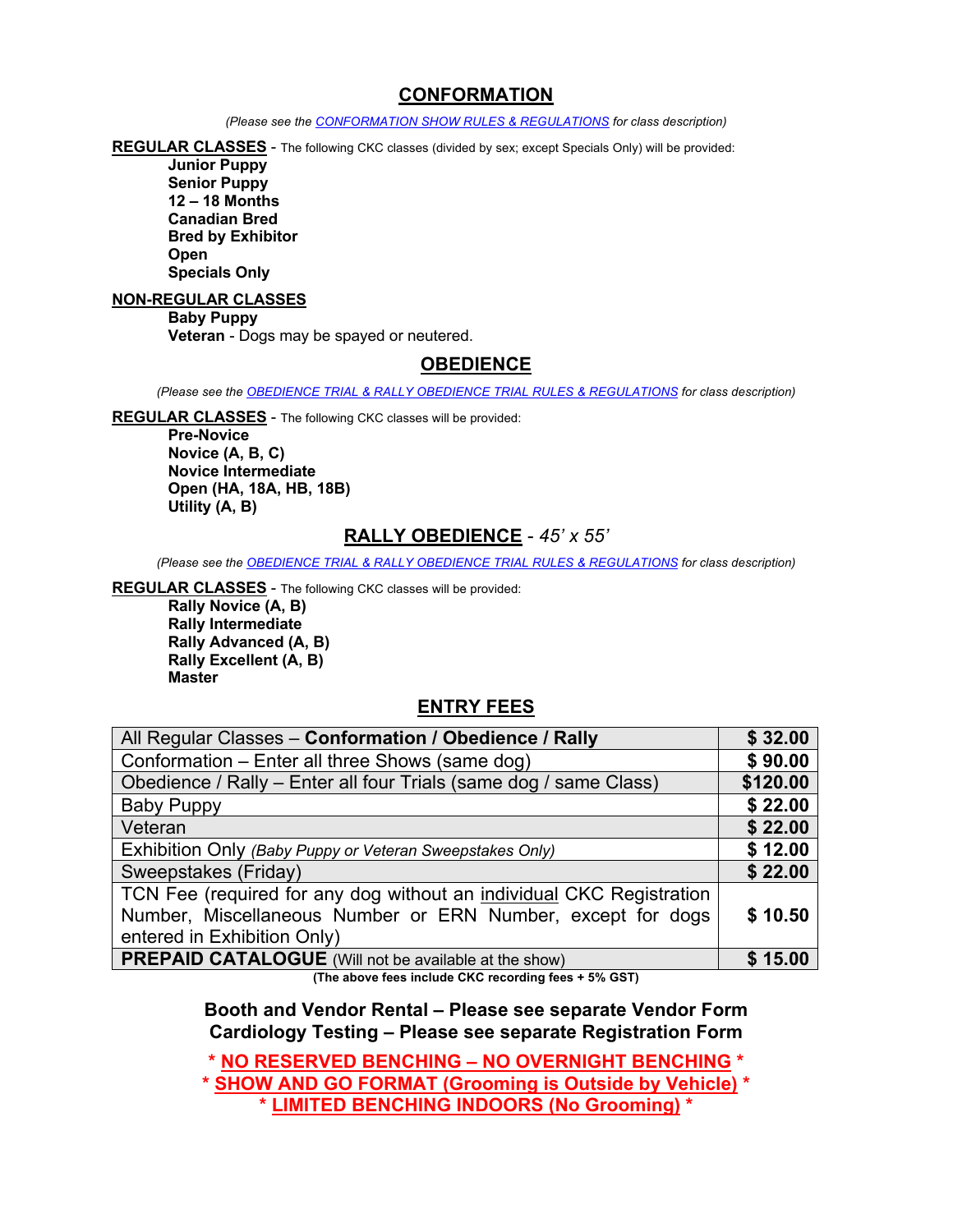## CONFORMATION

*(Please see the CONFORMATION SHOW RULES & REGULATIONS for class description)*

**REGULAR CLASSES** - The following CKC classes (divided by sex; except Specials Only) will be provided:

- **Junior Puppy**
- **Senior Puppy**
- **12 – 18 Months**
- **Canadian Bred**
- **Bred by Exhibitor**
- **Open**
- **Specials Only**

**NON-REGULAR CLASSES**

- **Baby Puppy**
- **Veteran** - Dogs may be spayed or neutered.

## OBEDIENCE

*(Please see the OBEDIENCE TRIAL & RALLY OBEDIENCE TRIAL RULES & REGULATIONS for class description)*

**REGULAR CLASSES** - The following CKC classes will be provided:

- **Pre-Novice**
- **Novice (A, B, C)**
- **Novice Intermediate**
- **Open (HA, 18A, HB, 18B)**
- **Utility (A, B)**

## RALLY OBEDIENCE - *45' x 55'*

*(Please see the OBEDIENCE TRIAL & RALLY OBEDIENCE TRIAL RULES & REGULATIONS for class description)*

**REGULAR CLASSES** - The following CKC classes will be provided:

- **Rally Novice (A, B)**
- **Rally Intermediate**
- **Rally Advanced (A, B)**
- **Rally Excellent (A, B)**
- **Master**

## ENTRY FEES

| Item | Fee |
|---|---|
| All Regular Classes – **Conformation / Obedience / Rally** | **$ 32.00** |
| Conformation – Enter all three Shows (same dog) | **$ 90.00** |
| Obedience / Rally – Enter all four Trials (same dog / same Class) | **$120.00** |
| Baby Puppy | **$ 22.00** |
| Veteran | **$ 22.00** |
| Exhibition Only *(Baby Puppy or Veteran Sweepstakes Only)* | **$ 12.00** |
| Sweepstakes (Friday) | **$ 22.00** |
| TCN Fee (required for any dog without an individual CKC Registration Number, Miscellaneous Number or ERN Number, except for dogs entered in Exhibition Only) | **$ 10.50** |
| **PREPAID CATALOGUE** (Will not be available at the show) | **$ 15.00** |

**(The above fees include CKC recording fees + 5% GST)**

**Booth and Vendor Rental – Please see separate Vendor Form**
**Cardiology Testing – Please see separate Registration Form**

**\* NO RESERVED BENCHING – NO OVERNIGHT BENCHING \***
**\* SHOW AND GO FORMAT (Grooming is Outside by Vehicle) \***
**\* LIMITED BENCHING INDOORS (No Grooming) \***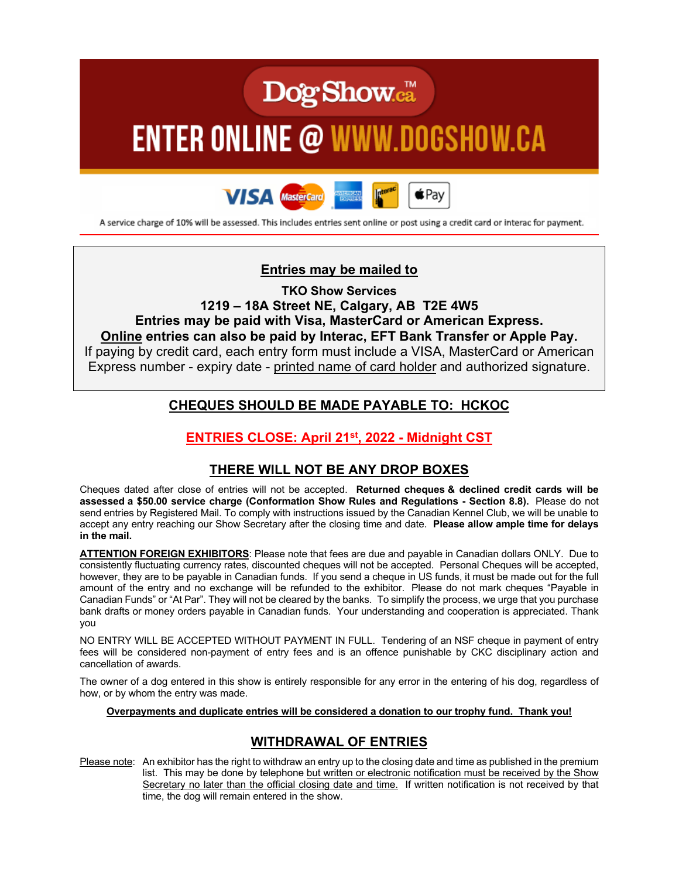**DogShow.ca™**

# ENTER ONLINE @ WWW.DOGSHOW.CA

VISA MasterCard American Express Interac Apple Pay

A service charge of 10% will be assessed. This includes entries sent online or post using a credit card or interac for payment.

---

**Entries may be mailed to**

**TKO Show Services**
**1219 – 18A Street NE, Calgary, AB T2E 4W5**
**Entries may be paid with Visa, MasterCard or American Express.**
**Online entries can also be paid by Interac, EFT Bank Transfer or Apple Pay.**
If paying by credit card, each entry form must include a VISA, MasterCard or American Express number - expiry date - printed name of card holder and authorized signature.

## CHEQUES SHOULD BE MADE PAYABLE TO: HCKOC

## ENTRIES CLOSE: April 21st, 2022 - Midnight CST

## THERE WILL NOT BE ANY DROP BOXES

Cheques dated after close of entries will not be accepted. **Returned cheques & declined credit cards will be assessed a $50.00 service charge (Conformation Show Rules and Regulations - Section 8.8).** Please do not send entries by Registered Mail. To comply with instructions issued by the Canadian Kennel Club, we will be unable to accept any entry reaching our Show Secretary after the closing time and date. **Please allow ample time for delays in the mail.**

**ATTENTION FOREIGN EXHIBITORS**: Please note that fees are due and payable in Canadian dollars ONLY. Due to consistently fluctuating currency rates, discounted cheques will not be accepted. Personal Cheques will be accepted, however, they are to be payable in Canadian funds. If you send a cheque in US funds, it must be made out for the full amount of the entry and no exchange will be refunded to the exhibitor. Please do not mark cheques "Payable in Canadian Funds" or "At Par". They will not be cleared by the banks. To simplify the process, we urge that you purchase bank drafts or money orders payable in Canadian funds. Your understanding and cooperation is appreciated. Thank you

NO ENTRY WILL BE ACCEPTED WITHOUT PAYMENT IN FULL. Tendering of an NSF cheque in payment of entry fees will be considered non-payment of entry fees and is an offence punishable by CKC disciplinary action and cancellation of awards.

The owner of a dog entered in this show is entirely responsible for any error in the entering of his dog, regardless of how, or by whom the entry was made.

**Overpayments and duplicate entries will be considered a donation to our trophy fund. Thank you!**

## WITHDRAWAL OF ENTRIES

Please note: An exhibitor has the right to withdraw an entry up to the closing date and time as published in the premium list. This may be done by telephone but written or electronic notification must be received by the Show Secretary no later than the official closing date and time. If written notification is not received by that time, the dog will remain entered in the show.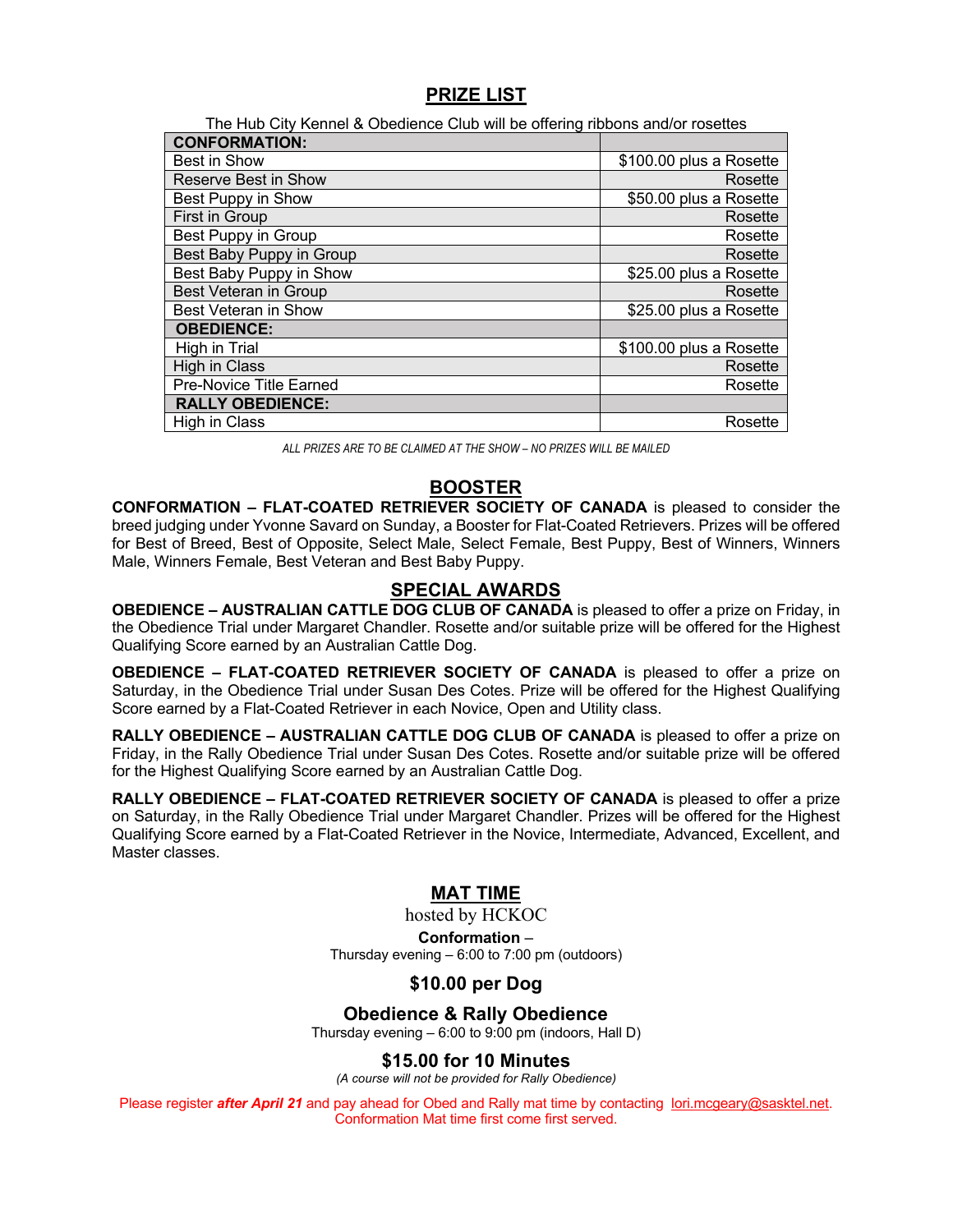## PRIZE LIST

The Hub City Kennel & Obedience Club will be offering ribbons and/or rosettes

| CONFORMATION: | |
|---|---|
| Best in Show | $100.00 plus a Rosette |
| Reserve Best in Show | Rosette |
| Best Puppy in Show | $50.00 plus a Rosette |
| First in Group | Rosette |
| Best Puppy in Group | Rosette |
| Best Baby Puppy in Group | Rosette |
| Best Baby Puppy in Show | $25.00 plus a Rosette |
| Best Veteran in Group | Rosette |
| Best Veteran in Show | $25.00 plus a Rosette |
| **OBEDIENCE:** | |
| High in Trial | $100.00 plus a Rosette |
| High in Class | Rosette |
| Pre-Novice Title Earned | Rosette |
| **RALLY OBEDIENCE:** | |
| High in Class | Rosette |

*ALL PRIZES ARE TO BE CLAIMED AT THE SHOW – NO PRIZES WILL BE MAILED*

## BOOSTER

**CONFORMATION – FLAT-COATED RETRIEVER SOCIETY OF CANADA** is pleased to consider the breed judging under Yvonne Savard on Sunday, a Booster for Flat-Coated Retrievers. Prizes will be offered for Best of Breed, Best of Opposite, Select Male, Select Female, Best Puppy, Best of Winners, Winners Male, Winners Female, Best Veteran and Best Baby Puppy.

## SPECIAL AWARDS

**OBEDIENCE – AUSTRALIAN CATTLE DOG CLUB OF CANADA** is pleased to offer a prize on Friday, in the Obedience Trial under Margaret Chandler. Rosette and/or suitable prize will be offered for the Highest Qualifying Score earned by an Australian Cattle Dog.

**OBEDIENCE – FLAT-COATED RETRIEVER SOCIETY OF CANADA** is pleased to offer a prize on Saturday, in the Obedience Trial under Susan Des Cotes. Prize will be offered for the Highest Qualifying Score earned by a Flat-Coated Retriever in each Novice, Open and Utility class.

**RALLY OBEDIENCE – AUSTRALIAN CATTLE DOG CLUB OF CANADA** is pleased to offer a prize on Friday, in the Rally Obedience Trial under Susan Des Cotes. Rosette and/or suitable prize will be offered for the Highest Qualifying Score earned by an Australian Cattle Dog.

**RALLY OBEDIENCE – FLAT-COATED RETRIEVER SOCIETY OF CANADA** is pleased to offer a prize on Saturday, in the Rally Obedience Trial under Margaret Chandler. Prizes will be offered for the Highest Qualifying Score earned by a Flat-Coated Retriever in the Novice, Intermediate, Advanced, Excellent, and Master classes.

## MAT TIME

hosted by HCKOC

**Conformation** –
Thursday evening – 6:00 to 7:00 pm (outdoors)

### $10.00 per Dog

### Obedience & Rally Obedience

Thursday evening – 6:00 to 9:00 pm (indoors, Hall D)

### $15.00 for 10 Minutes

*(A course will not be provided for Rally Obedience)*

Please register ***after April 21*** and pay ahead for Obed and Rally mat time by contacting lori.mcgeary@sasktel.net.
Conformation Mat time first come first served.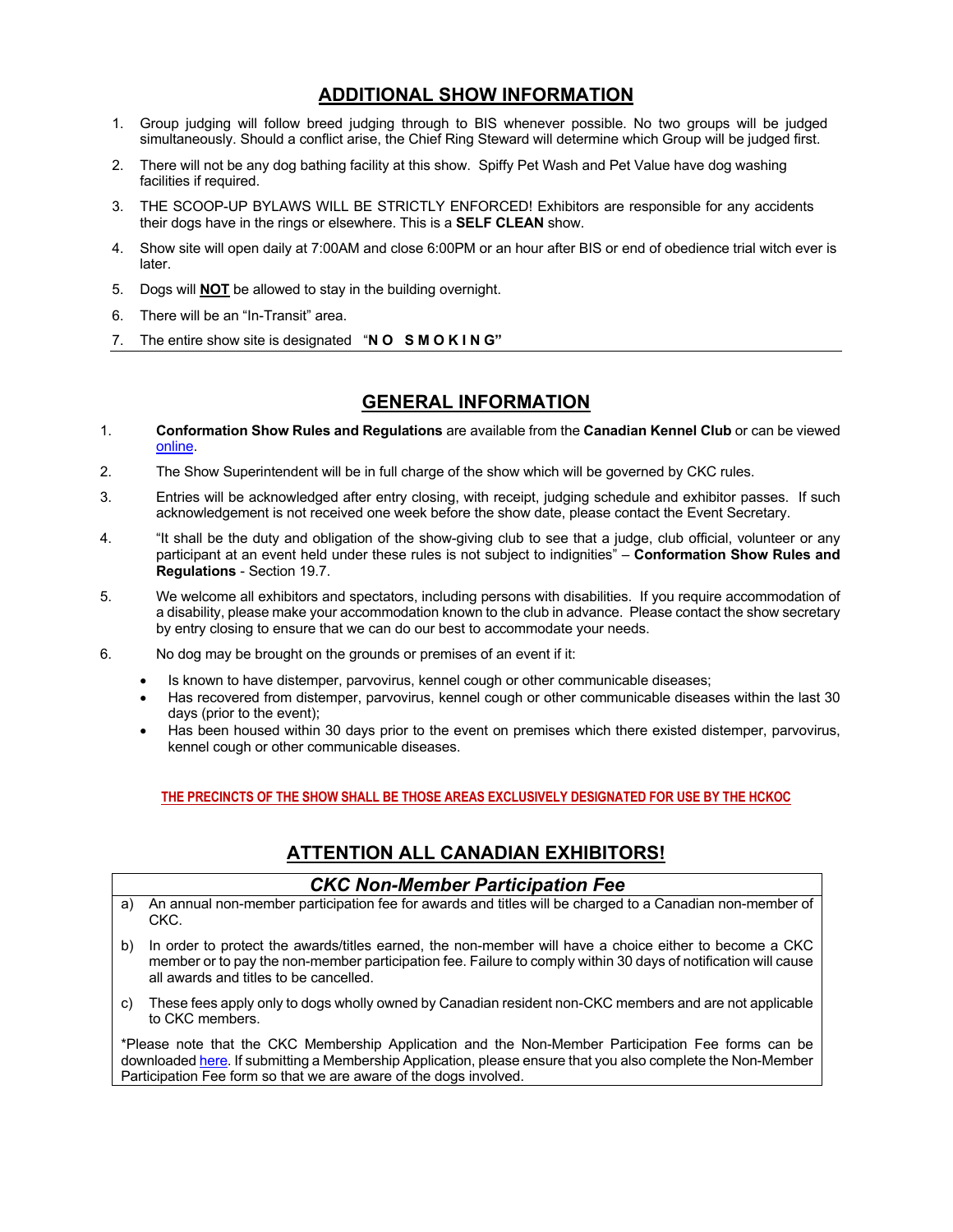## ADDITIONAL SHOW INFORMATION

1. Group judging will follow breed judging through to BIS whenever possible. No two groups will be judged simultaneously. Should a conflict arise, the Chief Ring Steward will determine which Group will be judged first.
2. There will not be any dog bathing facility at this show. Spiffy Pet Wash and Pet Value have dog washing facilities if required.
3. THE SCOOP-UP BYLAWS WILL BE STRICTLY ENFORCED! Exhibitors are responsible for any accidents their dogs have in the rings or elsewhere. This is a **SELF CLEAN** show.
4. Show site will open daily at 7:00AM and close 6:00PM or an hour after BIS or end of obedience trial witch ever is later.
5. Dogs will **NOT** be allowed to stay in the building overnight.
6. There will be an "In-Transit" area.
7. The entire show site is designated "**N O S M O K I N G"**

## GENERAL INFORMATION

1. **Conformation Show Rules and Regulations** are available from the **Canadian Kennel Club** or can be viewed online.
2. The Show Superintendent will be in full charge of the show which will be governed by CKC rules.
3. Entries will be acknowledged after entry closing, with receipt, judging schedule and exhibitor passes. If such acknowledgement is not received one week before the show date, please contact the Event Secretary.
4. "It shall be the duty and obligation of the show-giving club to see that a judge, club official, volunteer or any participant at an event held under these rules is not subject to indignities" – **Conformation Show Rules and Regulations** - Section 19.7.
5. We welcome all exhibitors and spectators, including persons with disabilities. If you require accommodation of a disability, please make your accommodation known to the club in advance. Please contact the show secretary by entry closing to ensure that we can do our best to accommodate your needs.
6. No dog may be brought on the grounds or premises of an event if it:
   - Is known to have distemper, parvovirus, kennel cough or other communicable diseases;
   - Has recovered from distemper, parvovirus, kennel cough or other communicable diseases within the last 30 days (prior to the event);
   - Has been housed within 30 days prior to the event on premises which there existed distemper, parvovirus, kennel cough or other communicable diseases.

**THE PRECINCTS OF THE SHOW SHALL BE THOSE AREAS EXCLUSIVELY DESIGNATED FOR USE BY THE HCKOC**

## ATTENTION ALL CANADIAN EXHIBITORS!

### *CKC Non-Member Participation Fee*

a) An annual non-member participation fee for awards and titles will be charged to a Canadian non-member of CKC.

b) In order to protect the awards/titles earned, the non-member will have a choice either to become a CKC member or to pay the non-member participation fee. Failure to comply within 30 days of notification will cause all awards and titles to be cancelled.

c) These fees apply only to dogs wholly owned by Canadian resident non-CKC members and are not applicable to CKC members.

*Please note that the CKC Membership Application and the Non-Member Participation Fee forms can be downloaded here. If submitting a Membership Application, please ensure that you also complete the Non-Member Participation Fee form so that we are aware of the dogs involved.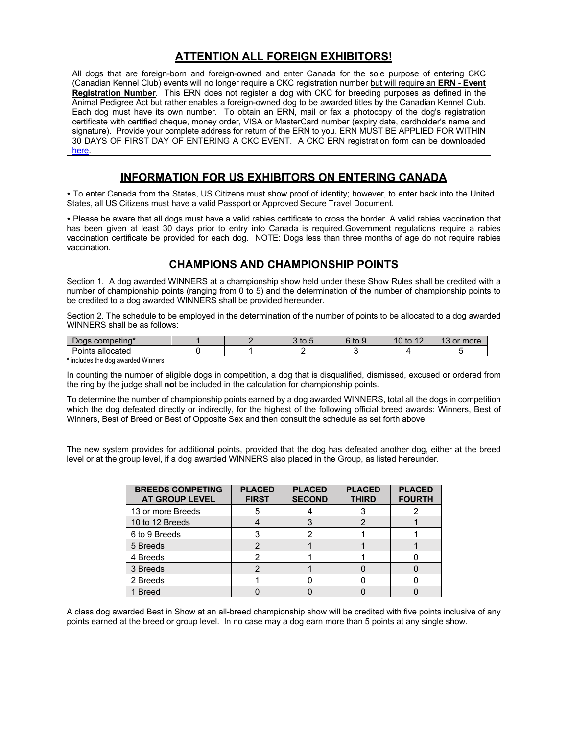## ATTENTION ALL FOREIGN EXHIBITORS!

All dogs that are foreign-born and foreign-owned and enter Canada for the sole purpose of entering CKC (Canadian Kennel Club) events will no longer require a CKC registration number but will require an **ERN - Event Registration Number**. This ERN does not register a dog with CKC for breeding purposes as defined in the Animal Pedigree Act but rather enables a foreign-owned dog to be awarded titles by the Canadian Kennel Club. Each dog must have its own number. To obtain an ERN, mail or fax a photocopy of the dog's registration certificate with certified cheque, money order, VISA or MasterCard number (expiry date, cardholder's name and signature). Provide your complete address for return of the ERN to you. ERN MUST BE APPLIED FOR WITHIN 30 DAYS OF FIRST DAY OF ENTERING A CKC EVENT. A CKC ERN registration form can be downloaded here.

## INFORMATION FOR US EXHIBITORS ON ENTERING CANADA

- To enter Canada from the States, US Citizens must show proof of identity; however, to enter back into the United States, all US Citizens must have a valid Passport or Approved Secure Travel Document.

- Please be aware that all dogs must have a valid rabies certificate to cross the border. A valid rabies vaccination that has been given at least 30 days prior to entry into Canada is required.Government regulations require a rabies vaccination certificate be provided for each dog. NOTE: Dogs less than three months of age do not require rabies vaccination.

## CHAMPIONS AND CHAMPIONSHIP POINTS

Section 1. A dog awarded WINNERS at a championship show held under these Show Rules shall be credited with a number of championship points (ranging from 0 to 5) and the determination of the number of championship points to be credited to a dog awarded WINNERS shall be provided hereunder.

Section 2. The schedule to be employed in the determination of the number of points to be allocated to a dog awarded WINNERS shall be as follows:

| Dogs competing* | 1 | 2 | 3 to 5 | 6 to 9 | 10 to 12 | 13 or more |
|---|---|---|---|---|---|---|
| Points allocated | 0 | 1 | 2 | 3 | 4 | 5 |

**\*** includes the dog awarded Winners

In counting the number of eligible dogs in competition, a dog that is disqualified, dismissed, excused or ordered from the ring by the judge shall **no**t be included in the calculation for championship points.

To determine the number of championship points earned by a dog awarded WINNERS, total all the dogs in competition which the dog defeated directly or indirectly, for the highest of the following official breed awards: Winners, Best of Winners, Best of Breed or Best of Opposite Sex and then consult the schedule as set forth above.

The new system provides for additional points, provided that the dog has defeated another dog, either at the breed level or at the group level, if a dog awarded WINNERS also placed in the Group, as listed hereunder.

| BREEDS COMPETING AT GROUP LEVEL | PLACED FIRST | PLACED SECOND | PLACED THIRD | PLACED FOURTH |
|---|---|---|---|---|
| 13 or more Breeds | 5 | 4 | 3 | 2 |
| 10 to 12 Breeds | 4 | 3 | 2 | 1 |
| 6 to 9 Breeds | 3 | 2 | 1 | 1 |
| 5 Breeds | 2 | 1 | 1 | 1 |
| 4 Breeds | 2 | 1 | 1 | 0 |
| 3 Breeds | 2 | 1 | 0 | 0 |
| 2 Breeds | 1 | 0 | 0 | 0 |
| 1 Breed | 0 | 0 | 0 | 0 |

A class dog awarded Best in Show at an all-breed championship show will be credited with five points inclusive of any points earned at the breed or group level. In no case may a dog earn more than 5 points at any single show.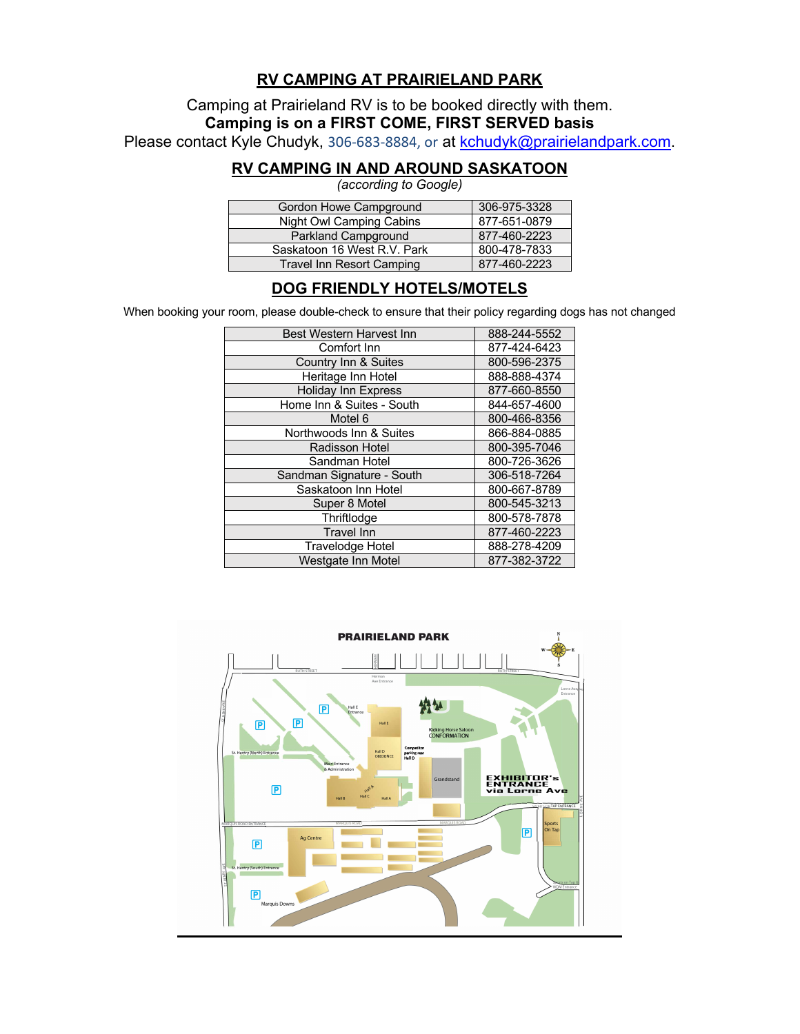## RV CAMPING AT PRAIRIELAND PARK

Camping at Prairieland RV is to be booked directly with them.
**Camping is on a FIRST COME, FIRST SERVED basis**
Please contact Kyle Chudyk, 306-683-8884, or at kchudyk@prairielandpark.com.

## RV CAMPING IN AND AROUND SASKATOON

*(according to Google)*

| | |
|---|---|
| Gordon Howe Campground | 306-975-3328 |
| Night Owl Camping Cabins | 877-651-0879 |
| Parkland Campground | 877-460-2223 |
| Saskatoon 16 West R.V. Park | 800-478-7833 |
| Travel Inn Resort Camping | 877-460-2223 |

## DOG FRIENDLY HOTELS/MOTELS

When booking your room, please double-check to ensure that their policy regarding dogs has not changed

| | |
|---|---|
| Best Western Harvest Inn | 888-244-5552 |
| Comfort Inn | 877-424-6423 |
| Country Inn & Suites | 800-596-2375 |
| Heritage Inn Hotel | 888-888-4374 |
| Holiday Inn Express | 877-660-8550 |
| Home Inn & Suites - South | 844-657-4600 |
| Motel 6 | 800-466-8356 |
| Northwoods Inn & Suites | 866-884-0885 |
| Radisson Hotel | 800-395-7046 |
| Sandman Hotel | 800-726-3626 |
| Sandman Signature - South | 306-518-7264 |
| Saskatoon Inn Hotel | 800-667-8789 |
| Super 8 Motel | 800-545-3213 |
| Thriftlodge | 800-578-7878 |
| Travel Inn | 877-460-2223 |
| Travelodge Hotel | 888-278-4209 |
| Westgate Inn Motel | 877-382-3722 |

PRAIRIELAND PARK

Hall E Entrance
Hall E
Kicking Horse Saloon
CONFORMATION
Hall D
OBEDIENCE
Competitor parking near Hall D
Main Entrance & Administration
Hall A
Hall B
Hall C
Grandstand
EXHIBITOR's ENTRANCE via Lorne Ave
St. Henry (North) Entrance
Ag Centre
St. Henry (South) Entrance
Sports On Tap
Marquis Downs